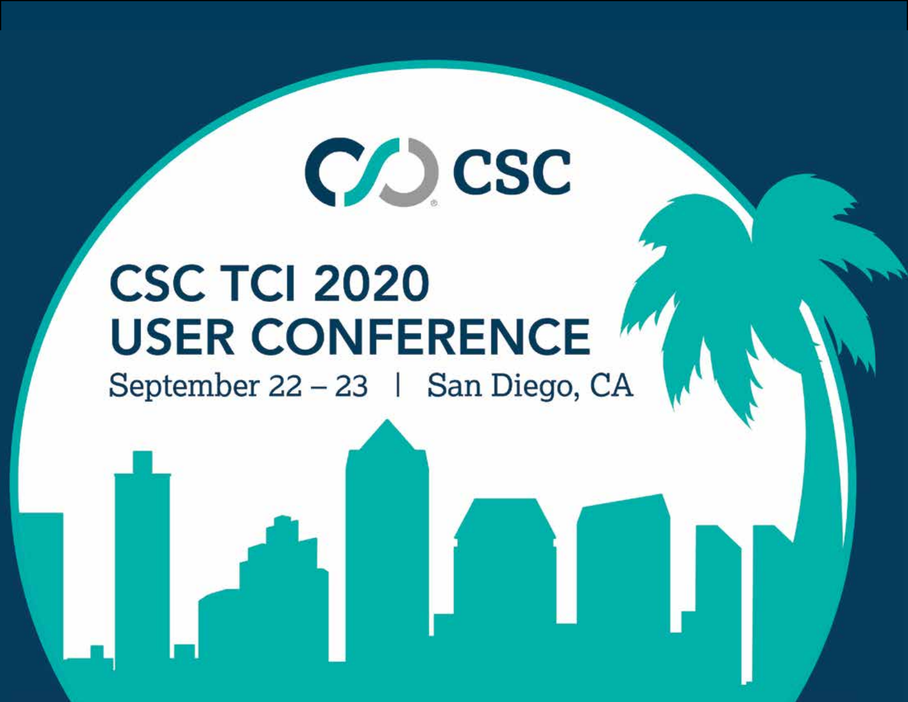CSC

# CSC TCI 2020 USER CONFERENCE

September 22 – 23 | San Diego, CA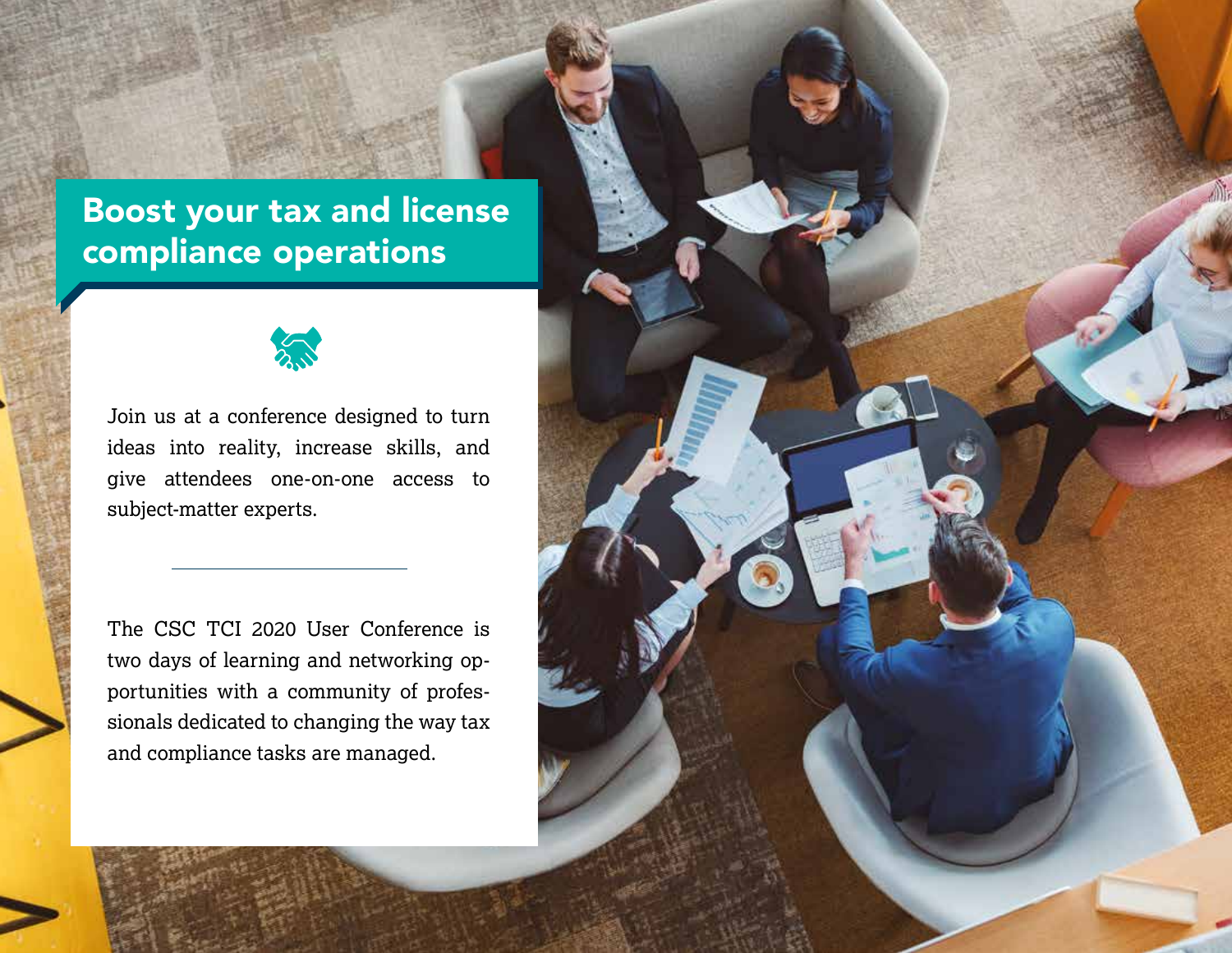# Boost your tax and license compliance operations

Join us at a conference designed to turn ideas into reality, increase skills, and give attendees one-on-one access to subject-matter experts.

---

The CSC TCI 2020 User Conference is two days of learning and networking opportunities with a community of professionals dedicated to changing the way tax and compliance tasks are managed.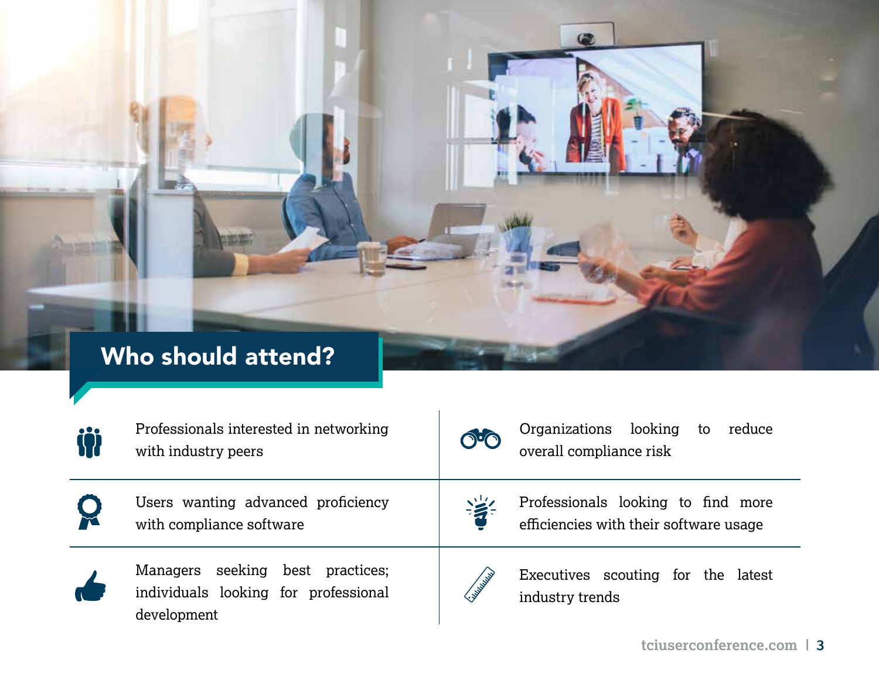# Who should attend?

- Professionals interested in networking with industry peers
- Organizations looking to reduce overall compliance risk
- Users wanting advanced proficiency with compliance software
- Professionals looking to find more efficiencies with their software usage
- Managers seeking best practices; individuals looking for professional development
- Executives scouting for the latest industry trends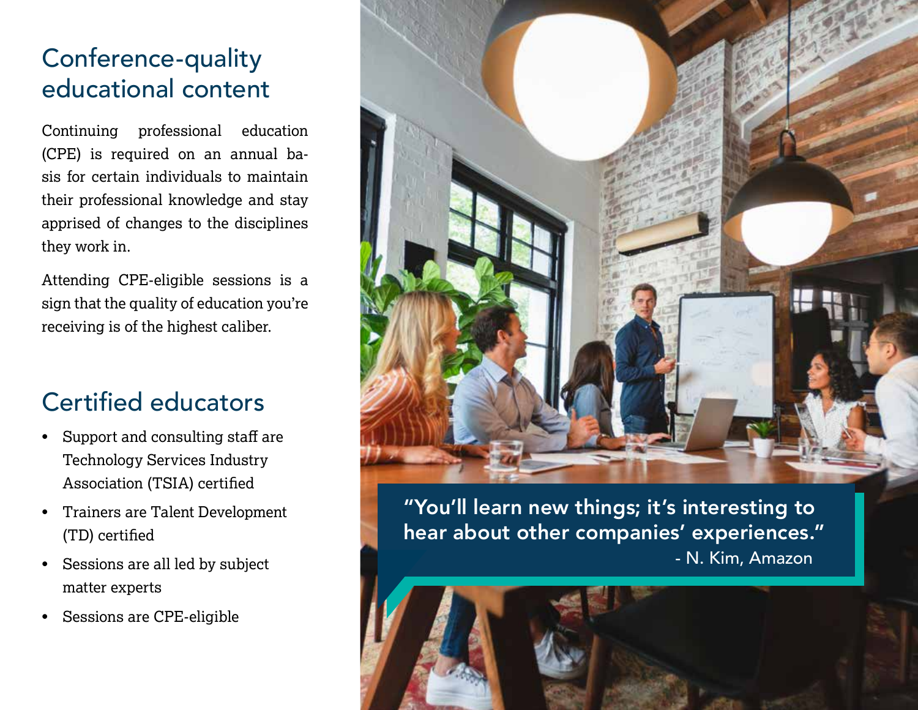## Conference-quality educational content

Continuing professional education (CPE) is required on an annual basis for certain individuals to maintain their professional knowledge and stay apprised of changes to the disciplines they work in.

Attending CPE-eligible sessions is a sign that the quality of education you're receiving is of the highest caliber.

## Certified educators

- Support and consulting staff are Technology Services Industry Association (TSIA) certified
- Trainers are Talent Development (TD) certified
- Sessions are all led by subject matter experts
- Sessions are CPE-eligible

> "You'll learn new things; it's interesting to hear about other companies' experiences."
> - N. Kim, Amazon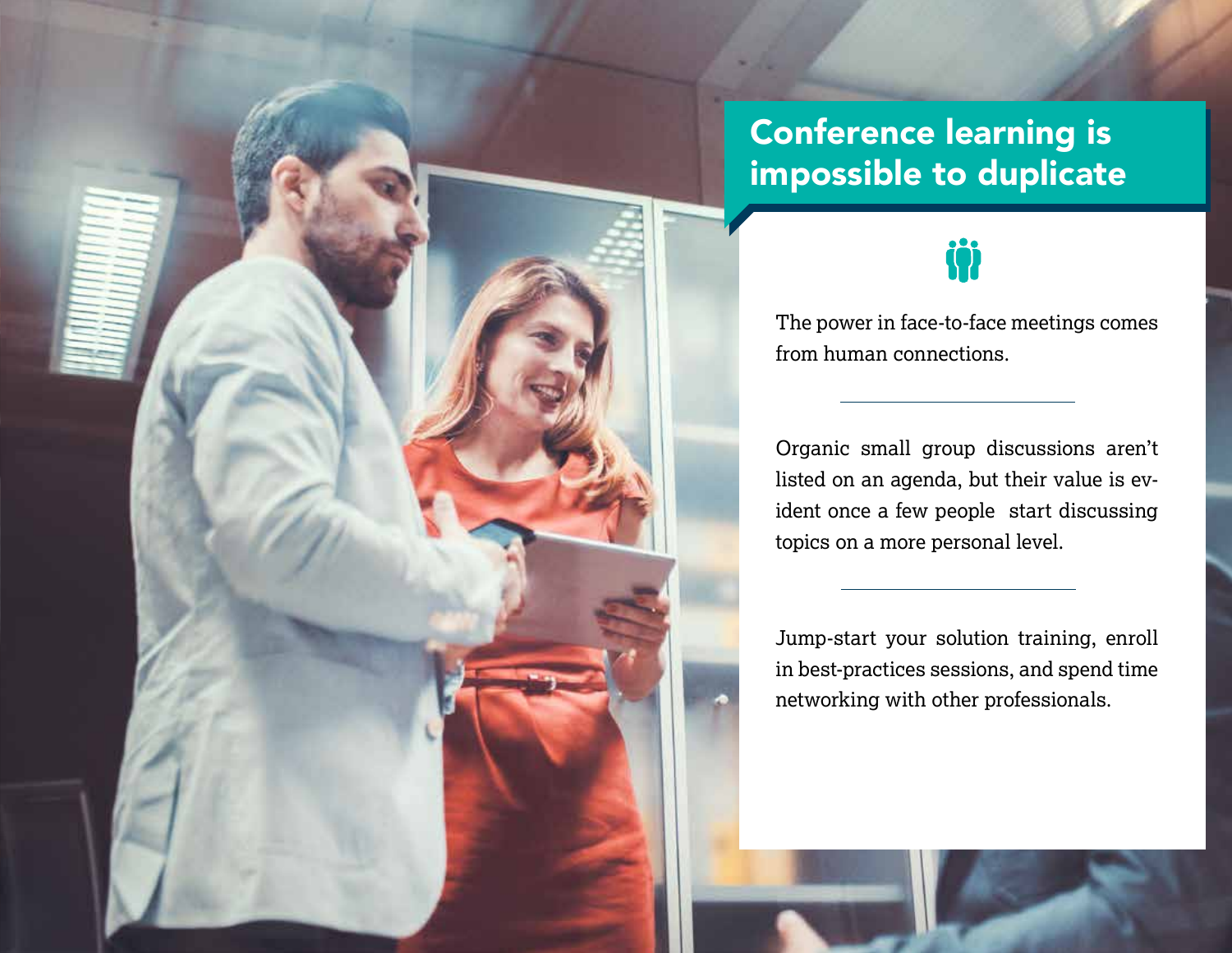## Conference learning is impossible to duplicate

The power in face-to-face meetings comes from human connections.

---

Organic small group discussions aren't listed on an agenda, but their value is evident once a few people start discussing topics on a more personal level.

---

Jump-start your solution training, enroll in best-practices sessions, and spend time networking with other professionals.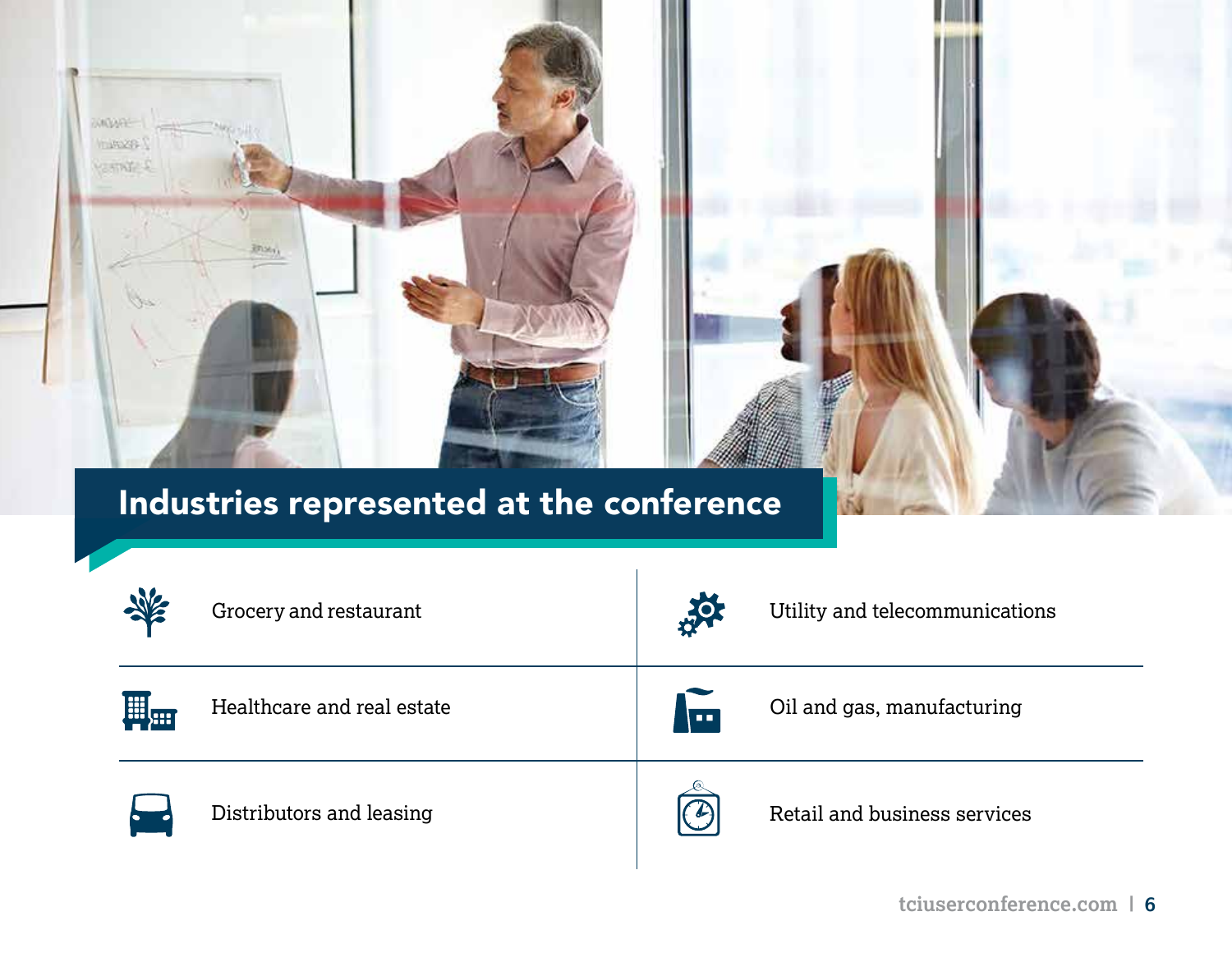## Industries represented at the conference

- Grocery and restaurant
- Utility and telecommunications
- Healthcare and real estate
- Oil and gas, manufacturing
- Distributors and leasing
- Retail and business services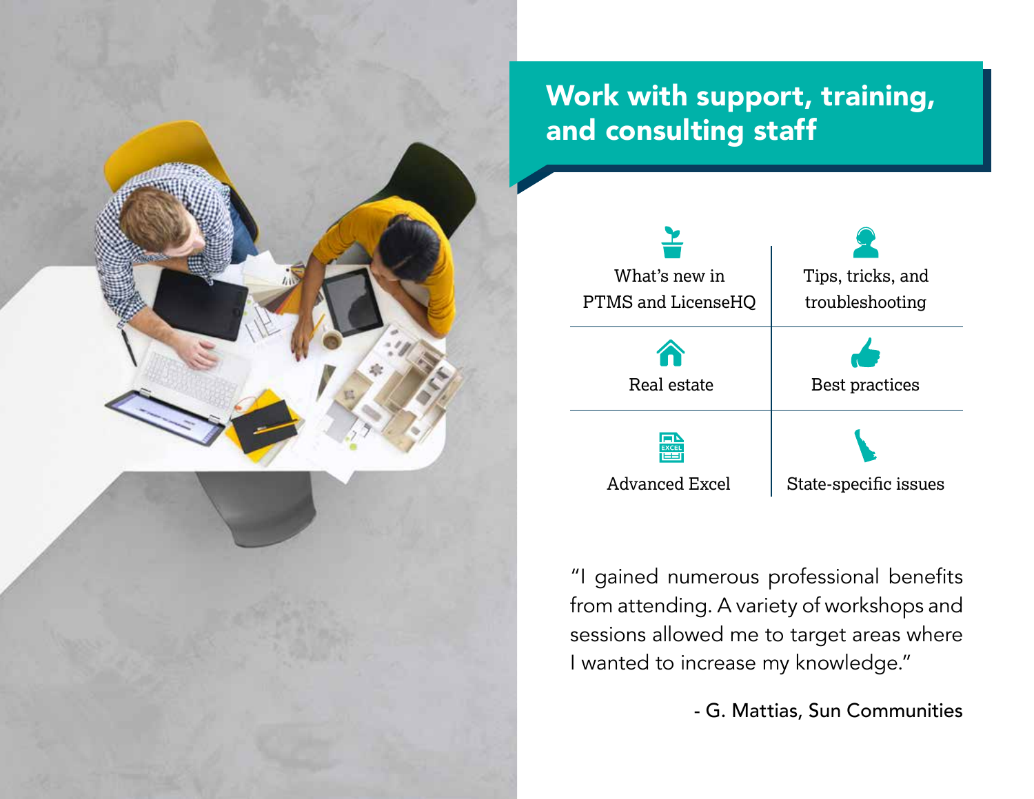# Work with support, training, and consulting staff

| | |
|---|---|
| What's new in PTMS and LicenseHQ | Tips, tricks, and troubleshooting |
| Real estate | Best practices |
| Advanced Excel | State-specific issues |

"I gained numerous professional benefits from attending. A variety of workshops and sessions allowed me to target areas where I wanted to increase my knowledge."

- G. Mattias, Sun Communities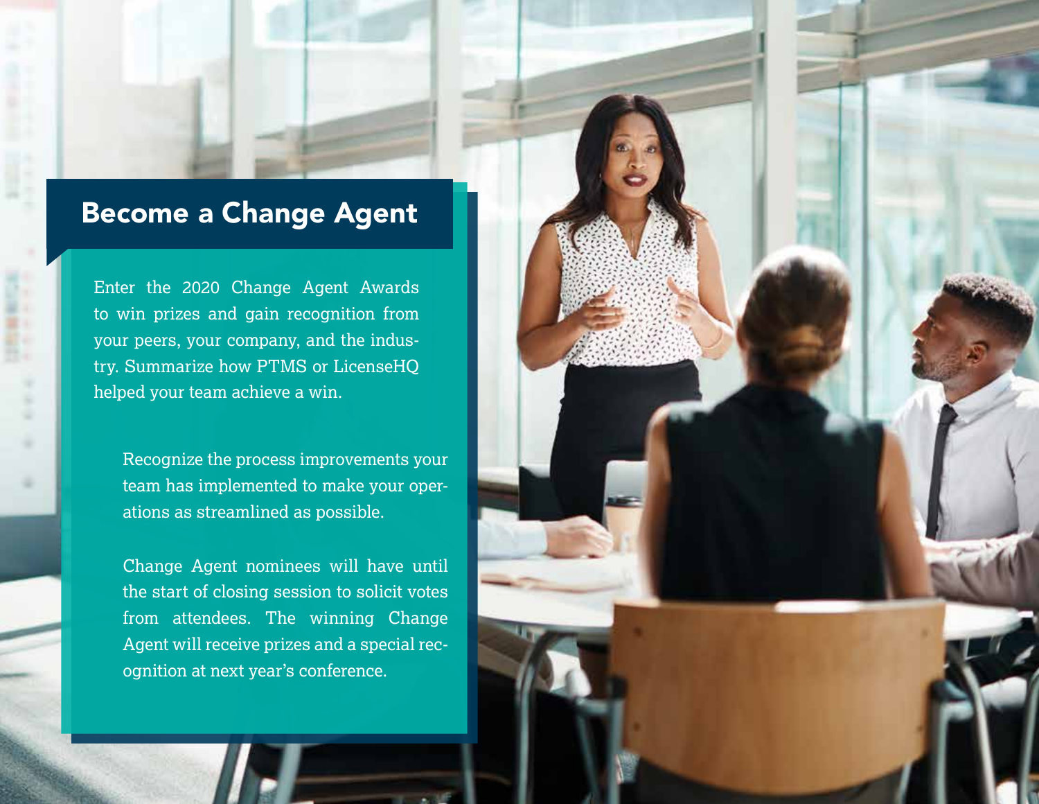# Become a Change Agent

Enter the 2020 Change Agent Awards to win prizes and gain recognition from your peers, your company, and the industry. Summarize how PTMS or LicenseHQ helped your team achieve a win.

Recognize the process improvements your team has implemented to make your operations as streamlined as possible.

Change Agent nominees will have until the start of closing session to solicit votes from attendees. The winning Change Agent will receive prizes and a special recognition at next year's conference.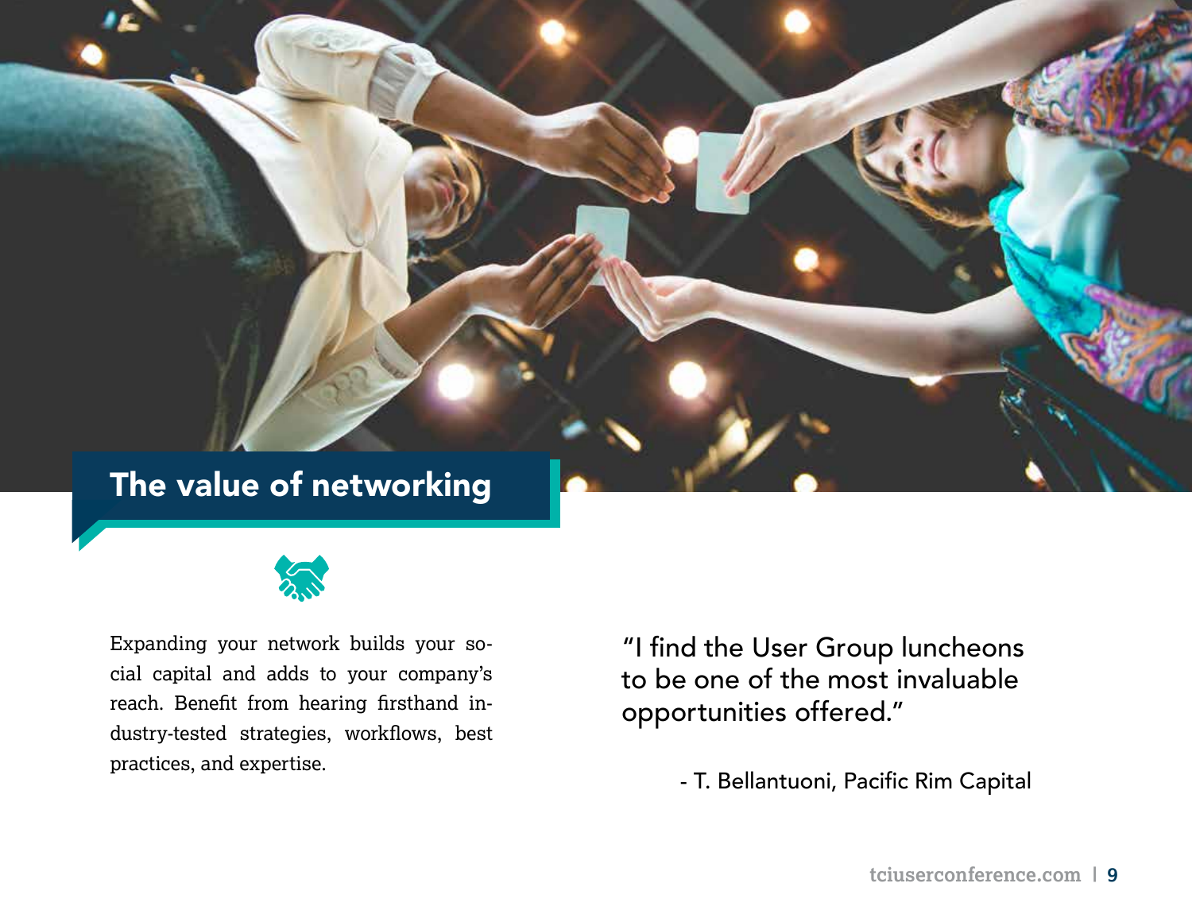## The value of networking

Expanding your network builds your social capital and adds to your company's reach. Benefit from hearing firsthand industry-tested strategies, workflows, best practices, and expertise.

"I find the User Group luncheons to be one of the most invaluable opportunities offered."

- T. Bellantuoni, Pacific Rim Capital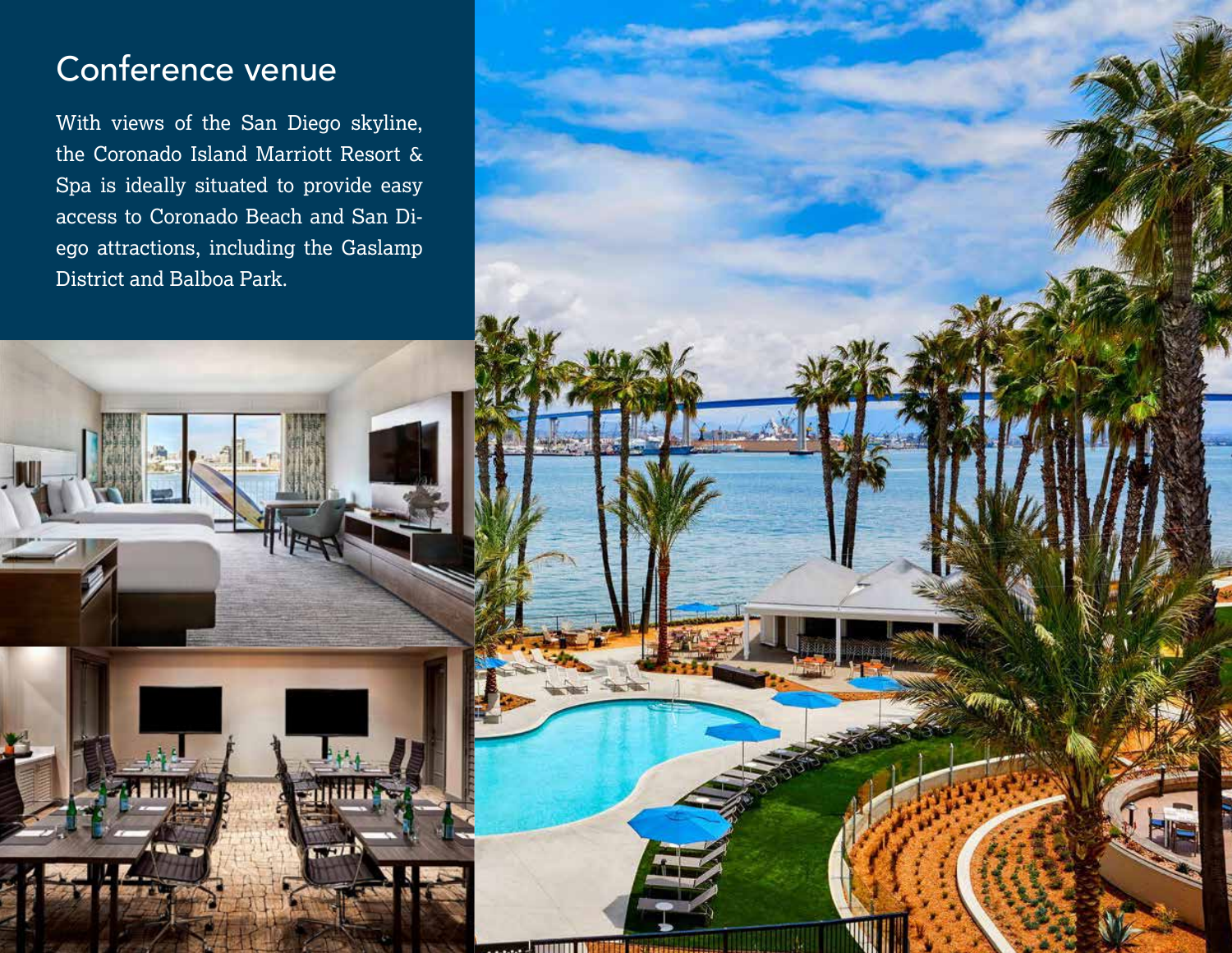# Conference venue

With views of the San Diego skyline, the Coronado Island Marriott Resort & Spa is ideally situated to provide easy access to Coronado Beach and San Diego attractions, including the Gaslamp District and Balboa Park.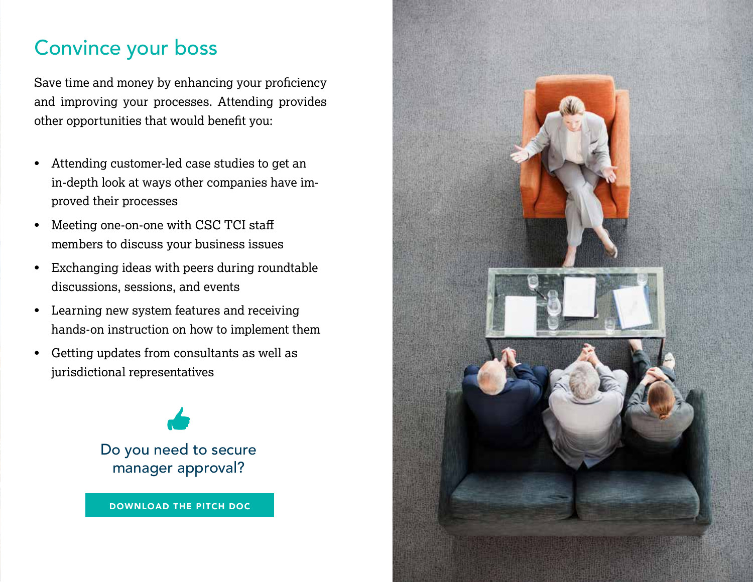## Convince your boss

Save time and money by enhancing your proficiency and improving your processes. Attending provides other opportunities that would benefit you:

- Attending customer-led case studies to get an in-depth look at ways other companies have improved their processes
- Meeting one-on-one with CSC TCI staff members to discuss your business issues
- Exchanging ideas with peers during roundtable discussions, sessions, and events
- Learning new system features and receiving hands-on instruction on how to implement them
- Getting updates from consultants as well as jurisdictional representatives

Do you need to secure manager approval?

DOWNLOAD THE PITCH DOC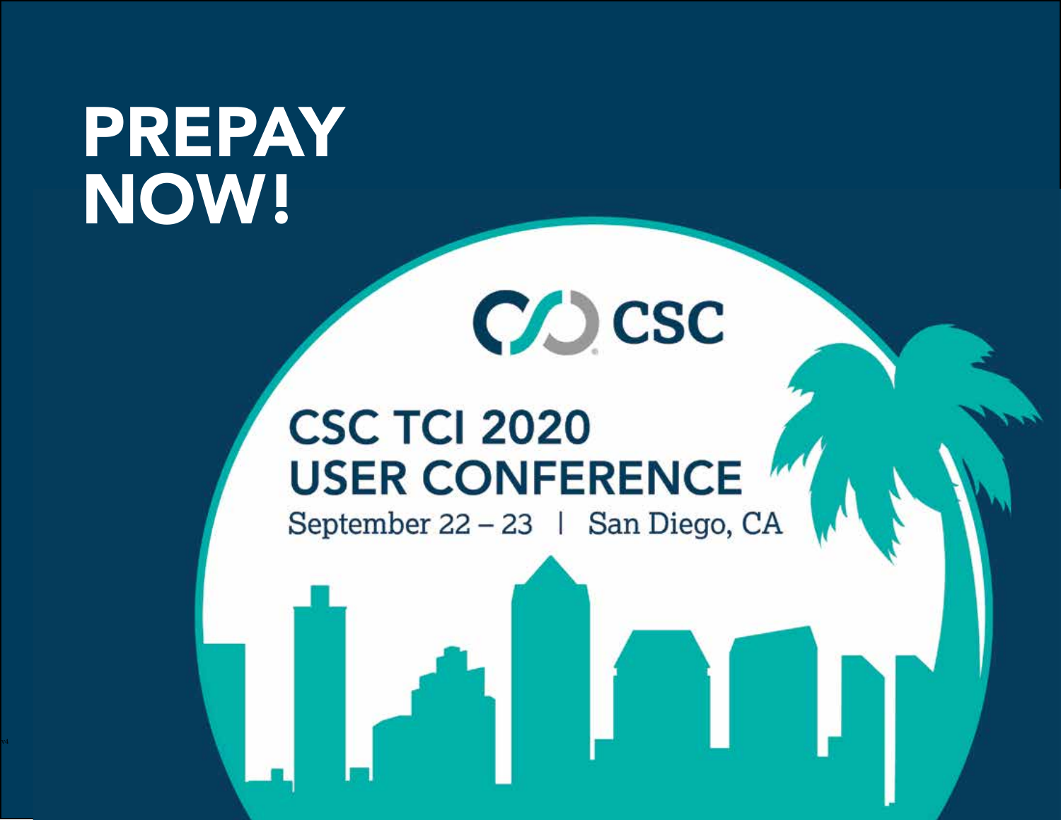# PREPAY NOW!

CSC

## CSC TCI 2020 USER CONFERENCE

September 22 – 23 | San Diego, CA